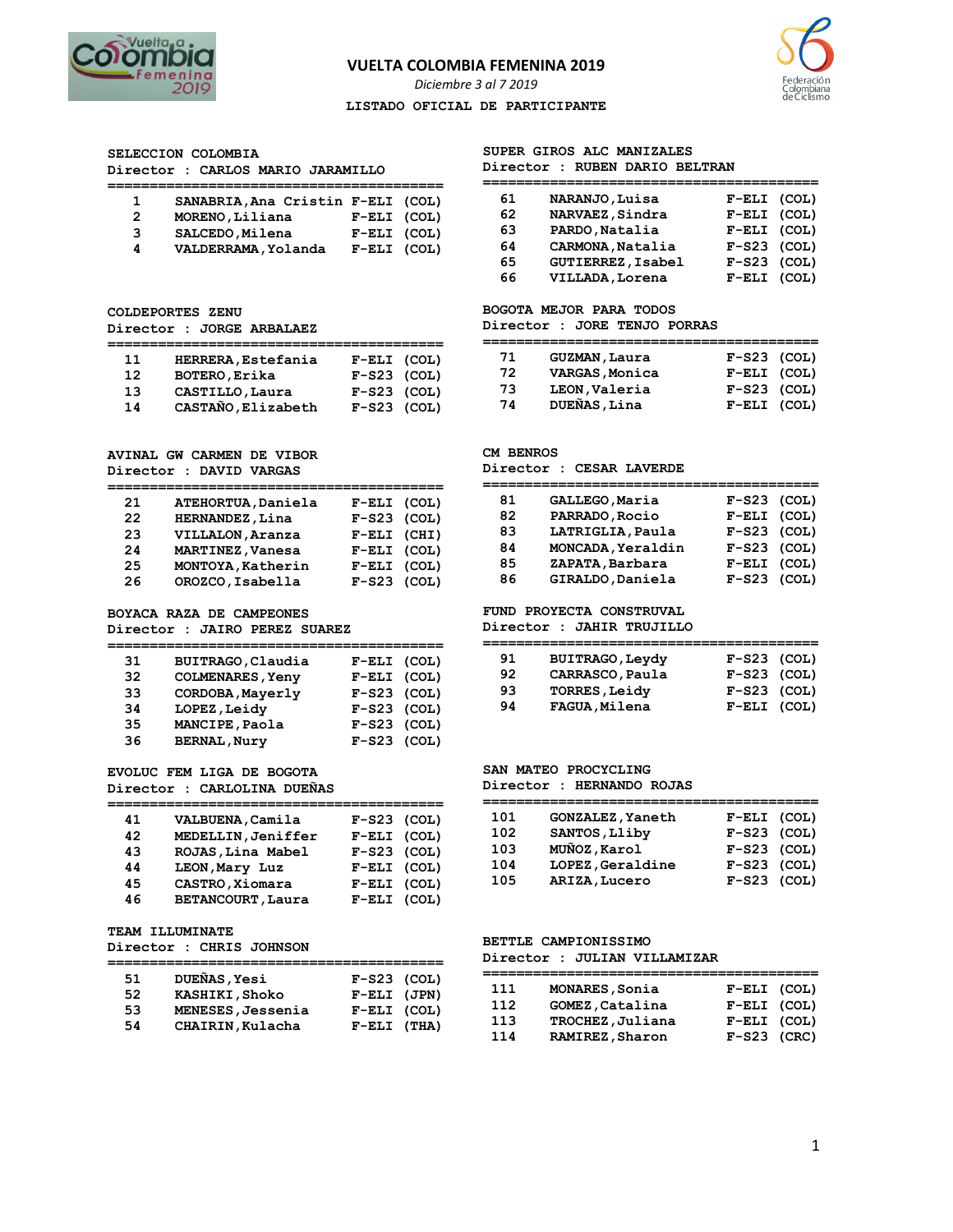# VUELTA COLOMBIA FEMENINA 2019

*Diciembre 3 al 7 2019*

**LISTADO OFICIAL DE PARTICIPANTE**

### SELECCION COLOMBIA
Director : CARLOS MARIO JARAMILLO

| | | | |
|---|---|---|---|
| 1 | SANABRIA,Ana Cristin | F-ELI | (COL) |
| 2 | MORENO,Liliana | F-ELI | (COL) |
| 3 | SALCEDO,Milena | F-ELI | (COL) |
| 4 | VALDERRAMA,Yolanda | F-ELI | (COL) |

### COLDEPORTES ZENU
Director : JORGE ARBALAEZ

| | | | |
|---|---|---|---|
| 11 | HERRERA,Estefania | F-ELI | (COL) |
| 12 | BOTERO,Erika | F-S23 | (COL) |
| 13 | CASTILLO,Laura | F-S23 | (COL) |
| 14 | CASTAÑO,Elizabeth | F-S23 | (COL) |

### AVINAL GW CARMEN DE VIBOR
Director : DAVID VARGAS

| | | | |
|---|---|---|---|
| 21 | ATEHORTUA,Daniela | F-ELI | (COL) |
| 22 | HERNANDEZ,Lina | F-S23 | (COL) |
| 23 | VILLALON,Aranza | F-ELI | (CHI) |
| 24 | MARTINEZ,Vanesa | F-ELI | (COL) |
| 25 | MONTOYA,Katherin | F-ELI | (COL) |
| 26 | OROZCO,Isabella | F-S23 | (COL) |

### BOYACA RAZA DE CAMPEONES
Director : JAIRO PEREZ SUAREZ

| | | | |
|---|---|---|---|
| 31 | BUITRAGO,Claudia | F-ELI | (COL) |
| 32 | COLMENARES,Yeny | F-ELI | (COL) |
| 33 | CORDOBA,Mayerly | F-S23 | (COL) |
| 34 | LOPEZ,Leidy | F-S23 | (COL) |
| 35 | MANCIPE,Paola | F-S23 | (COL) |
| 36 | BERNAL,Nury | F-S23 | (COL) |

### EVOLUC FEM LIGA DE BOGOTA
Director : CARLOLINA DUEÑAS

| | | | |
|---|---|---|---|
| 41 | VALBUENA,Camila | F-S23 | (COL) |
| 42 | MEDELLIN,Jeniffer | F-ELI | (COL) |
| 43 | ROJAS,Lina Mabel | F-S23 | (COL) |
| 44 | LEON,Mary Luz | F-ELI | (COL) |
| 45 | CASTRO,Xiomara | F-ELI | (COL) |
| 46 | BETANCOURT,Laura | F-ELI | (COL) |

### TEAM ILLUMINATE
Director : CHRIS JOHNSON

| | | | |
|---|---|---|---|
| 51 | DUEÑAS,Yesi | F-S23 | (COL) |
| 52 | KASHIKI,Shoko | F-ELI | (JPN) |
| 53 | MENESES,Jessenia | F-ELI | (COL) |
| 54 | CHAIRIN,Kulacha | F-ELI | (THA) |

### SUPER GIROS ALC MANIZALES
Director : RUBEN DARIO BELTRAN

| | | | |
|---|---|---|---|
| 61 | NARANJO,Luisa | F-ELI | (COL) |
| 62 | NARVAEZ,Sindra | F-ELI | (COL) |
| 63 | PARDO,Natalia | F-ELI | (COL) |
| 64 | CARMONA,Natalia | F-S23 | (COL) |
| 65 | GUTIERREZ,Isabel | F-S23 | (COL) |
| 66 | VILLADA,Lorena | F-ELI | (COL) |

### BOGOTA MEJOR PARA TODOS
Director : JORE TENJO PORRAS

| | | | |
|---|---|---|---|
| 71 | GUZMAN,Laura | F-S23 | (COL) |
| 72 | VARGAS,Monica | F-ELI | (COL) |
| 73 | LEON,Valeria | F-S23 | (COL) |
| 74 | DUEÑAS,Lina | F-ELI | (COL) |

### CM BENROS
Director : CESAR LAVERDE

| | | | |
|---|---|---|---|
| 81 | GALLEGO,Maria | F-S23 | (COL) |
| 82 | PARRADO,Rocio | F-ELI | (COL) |
| 83 | LATRIGLIA,Paula | F-S23 | (COL) |
| 84 | MONCADA,Yeraldin | F-S23 | (COL) |
| 85 | ZAPATA,Barbara | F-ELI | (COL) |
| 86 | GIRALDO,Daniela | F-S23 | (COL) |

### FUND PROYECTA CONSTRUVAL
Director : JAHIR TRUJILLO

| | | | |
|---|---|---|---|
| 91 | BUITRAGO,Leydy | F-S23 | (COL) |
| 92 | CARRASCO,Paula | F-S23 | (COL) |
| 93 | TORRES,Leidy | F-S23 | (COL) |
| 94 | FAGUA,Milena | F-ELI | (COL) |

### SAN MATEO PROCYCLING
Director : HERNANDO ROJAS

| | | | |
|---|---|---|---|
| 101 | GONZALEZ,Yaneth | F-ELI | (COL) |
| 102 | SANTOS,Lliby | F-S23 | (COL) |
| 103 | MUÑOZ,Karol | F-S23 | (COL) |
| 104 | LOPEZ,Geraldine | F-S23 | (COL) |
| 105 | ARIZA,Lucero | F-S23 | (COL) |

### BETTLE CAMPIONISSIMO
Director : JULIAN VILLAMIZAR

| | | | |
|---|---|---|---|
| 111 | MONARES,Sonia | F-ELI | (COL) |
| 112 | GOMEZ,Catalina | F-ELI | (COL) |
| 113 | TROCHEZ,Juliana | F-ELI | (COL) |
| 114 | RAMIREZ,Sharon | F-S23 | (CRC) |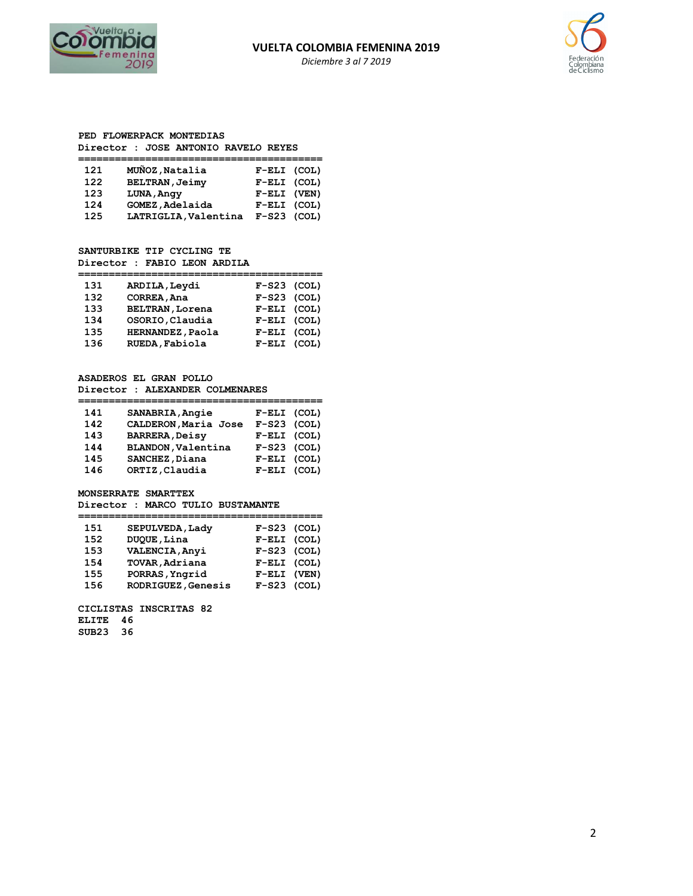**PED FLOWERPACK MONTEDIAS**
**Director : JOSE ANTONIO RAVELO REYES**

| | | | |
|---|---|---|---|
| 121 | MUÑOZ,Natalia | F-ELI | (COL) |
| 122 | BELTRAN,Jeimy | F-ELI | (COL) |
| 123 | LUNA,Angy | F-ELI | (VEN) |
| 124 | GOMEZ,Adelaida | F-ELI | (COL) |
| 125 | LATRIGLIA,Valentina | F-S23 | (COL) |

**SANTURBIKE TIP CYCLING TE**
**Director : FABIO LEON ARDILA**

| | | | |
|---|---|---|---|
| 131 | ARDILA,Leydi | F-S23 | (COL) |
| 132 | CORREA,Ana | F-S23 | (COL) |
| 133 | BELTRAN,Lorena | F-ELI | (COL) |
| 134 | OSORIO,Claudia | F-ELI | (COL) |
| 135 | HERNANDEZ,Paola | F-ELI | (COL) |
| 136 | RUEDA,Fabiola | F-ELI | (COL) |

**ASADEROS EL GRAN POLLO**
**Director : ALEXANDER COLMENARES**

| | | | |
|---|---|---|---|
| 141 | SANABRIA,Angie | F-ELI | (COL) |
| 142 | CALDERON,Maria Jose | F-S23 | (COL) |
| 143 | BARRERA,Deisy | F-ELI | (COL) |
| 144 | BLANDON,Valentina | F-S23 | (COL) |
| 145 | SANCHEZ,Diana | F-ELI | (COL) |
| 146 | ORTIZ,Claudia | F-ELI | (COL) |

**MONSERRATE SMARTTEX**
**Director : MARCO TULIO BUSTAMANTE**

| | | | |
|---|---|---|---|
| 151 | SEPULVEDA,Lady | F-S23 | (COL) |
| 152 | DUQUE,Lina | F-ELI | (COL) |
| 153 | VALENCIA,Anyi | F-S23 | (COL) |
| 154 | TOVAR,Adriana | F-ELI | (COL) |
| 155 | PORRAS,Yngrid | F-ELI | (VEN) |
| 156 | RODRIGUEZ,Genesis | F-S23 | (COL) |

**CICLISTAS INSCRITAS 82**
**ELITE 46**
**SUB23 36**